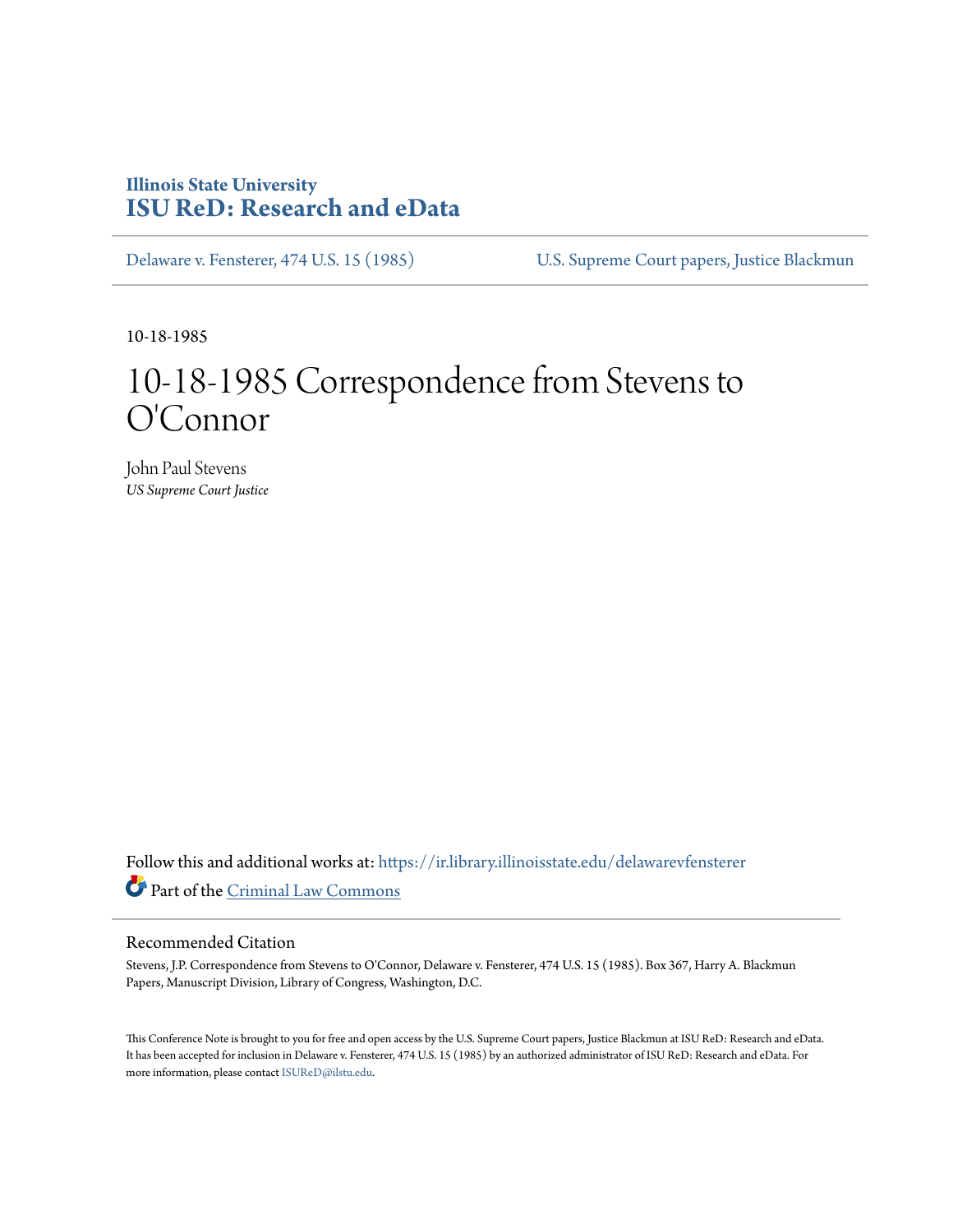# Illinois State University
# ISU ReD: Research and eData

Delaware v. Fensterer, 474 U.S. 15 (1985) U.S. Supreme Court papers, Justice Blackmun

10-18-1985

# 10-18-1985 Correspondence from Stevens to O'Connor

John Paul Stevens
*US Supreme Court Justice*

Follow this and additional works at: https://ir.library.illinoisstate.edu/delawarevfensterer

Part of the Criminal Law Commons

## Recommended Citation

Stevens, J.P. Correspondence from Stevens to O'Connor, Delaware v. Fensterer, 474 U.S. 15 (1985). Box 367, Harry A. Blackmun Papers, Manuscript Division, Library of Congress, Washington, D.C.

This Conference Note is brought to you for free and open access by the U.S. Supreme Court papers, Justice Blackmun at ISU ReD: Research and eData. It has been accepted for inclusion in Delaware v. Fensterer, 474 U.S. 15 (1985) by an authorized administrator of ISU ReD: Research and eData. For more information, please contact ISUReD@ilstu.edu.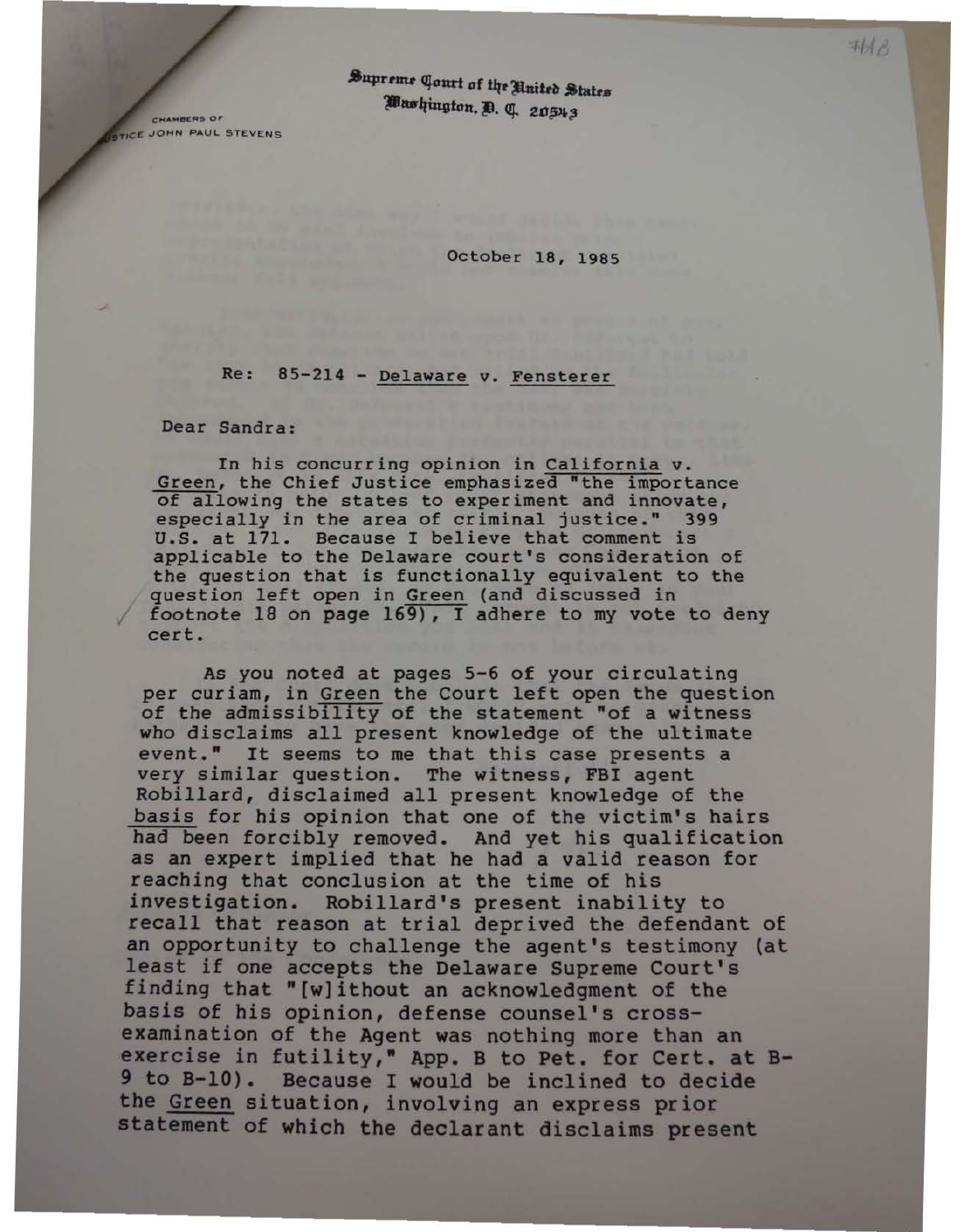Supreme Court of the United States
Washington, D. C. 20543

CHAMBERS OF
JUSTICE JOHN PAUL STEVENS

October 18, 1985

Re: 85-214 - Delaware v. Fensterer

Dear Sandra:

In his concurring opinion in California v. Green, the Chief Justice emphasized "the importance of allowing the states to experiment and innovate, especially in the area of criminal justice." 399 U.S. at 171. Because I believe that comment is applicable to the Delaware court's consideration of the question that is functionally equivalent to the question left open in Green (and discussed in footnote 18 on page 169), I adhere to my vote to deny cert.

As you noted at pages 5-6 of your circulating per curiam, in Green the Court left open the question of the admissibility of the statement "of a witness who disclaims all present knowledge of the ultimate event." It seems to me that this case presents a very similar question. The witness, FBI agent Robillard, disclaimed all present knowledge of the basis for his opinion that one of the victim's hairs had been forcibly removed. And yet his qualification as an expert implied that he had a valid reason for reaching that conclusion at the time of his investigation. Robillard's present inability to recall that reason at trial deprived the defendant of an opportunity to challenge the agent's testimony (at least if one accepts the Delaware Supreme Court's finding that "[w]ithout an acknowledgment of the basis of his opinion, defense counsel's cross-examination of the Agent was nothing more than an exercise in futility," App. B to Pet. for Cert. at B-9 to B-10). Because I would be inclined to decide the Green situation, involving an express prior statement of which the declarant disclaims present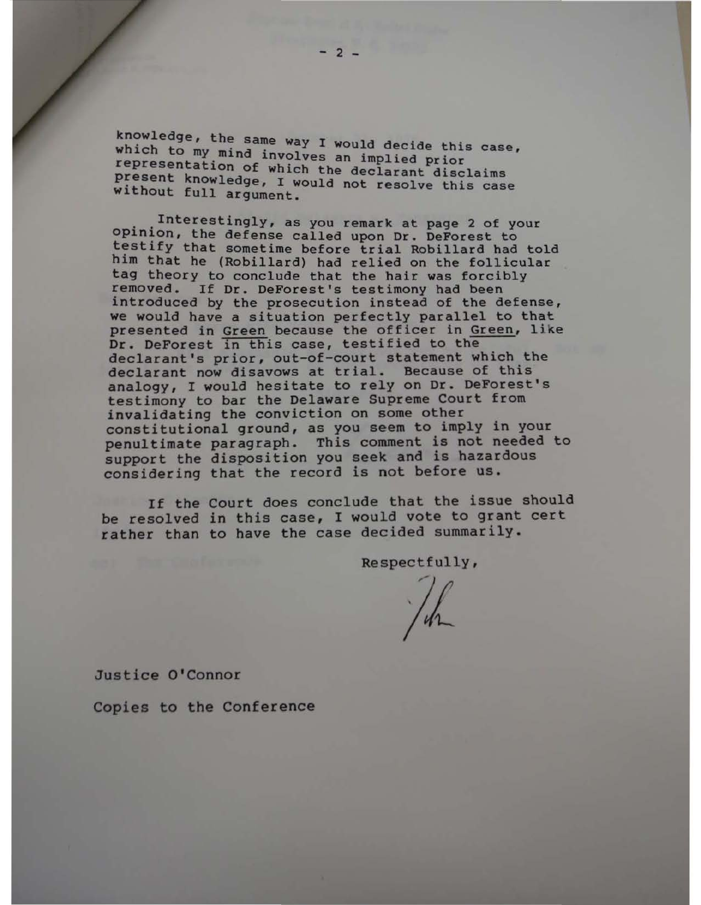knowledge, the same way I would decide this case, which to my mind involves an implied prior representation of which the declarant disclaims present knowledge, I would not resolve this case without full argument.

Interestingly, as you remark at page 2 of your opinion, the defense called upon Dr. DeForest to testify that sometime before trial Robillard had told him that he (Robillard) had relied on the follicular tag theory to conclude that the hair was forcibly removed. If Dr. DeForest's testimony had been introduced by the prosecution instead of the defense, we would have a situation perfectly parallel to that presented in Green because the officer in Green, like Dr. DeForest in this case, testified to the declarant's prior, out-of-court statement which the declarant now disavows at trial. Because of this analogy, I would hesitate to rely on Dr. DeForest's testimony to bar the Delaware Supreme Court from invalidating the conviction on some other constitutional ground, as you seem to imply in your penultimate paragraph. This comment is not needed to support the disposition you seek and is hazardous considering that the record is not before us.

If the Court does conclude that the issue should be resolved in this case, I would vote to grant cert rather than to have the case decided summarily.

Respectfully,

Justice O'Connor

Copies to the Conference